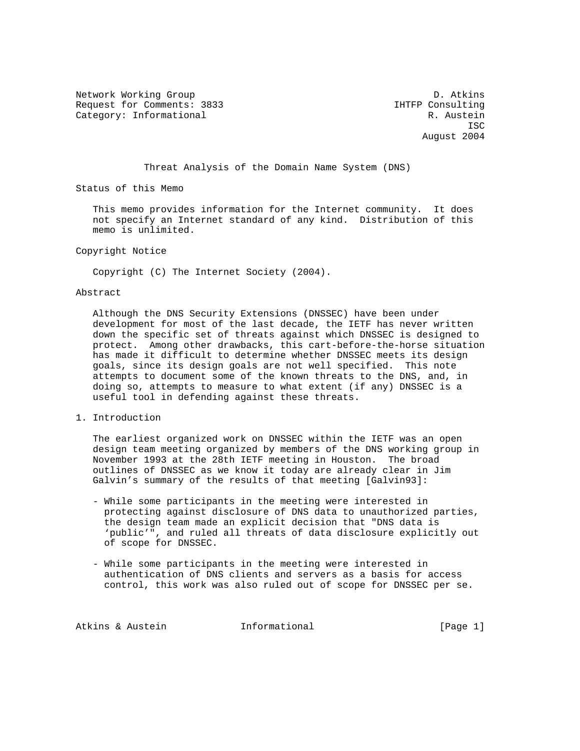Network Working Group D. Atkins
Request for Comments: 3833 IHTFP Consulting
Category: Informational R. Austein
ISC
August 2004

# Threat Analysis of the Domain Name System (DNS)

## Status of this Memo

This memo provides information for the Internet community. It does not specify an Internet standard of any kind. Distribution of this memo is unlimited.

## Copyright Notice

Copyright (C) The Internet Society (2004).

## Abstract

Although the DNS Security Extensions (DNSSEC) have been under development for most of the last decade, the IETF has never written down the specific set of threats against which DNSSEC is designed to protect. Among other drawbacks, this cart-before-the-horse situation has made it difficult to determine whether DNSSEC meets its design goals, since its design goals are not well specified. This note attempts to document some of the known threats to the DNS, and, in doing so, attempts to measure to what extent (if any) DNSSEC is a useful tool in defending against these threats.

## 1. Introduction

The earliest organized work on DNSSEC within the IETF was an open design team meeting organized by members of the DNS working group in November 1993 at the 28th IETF meeting in Houston. The broad outlines of DNSSEC as we know it today are already clear in Jim Galvin's summary of the results of that meeting [Galvin93]:

- While some participants in the meeting were interested in protecting against disclosure of DNS data to unauthorized parties, the design team made an explicit decision that "DNS data is 'public'", and ruled all threats of data disclosure explicitly out of scope for DNSSEC.

- While some participants in the meeting were interested in authentication of DNS clients and servers as a basis for access control, this work was also ruled out of scope for DNSSEC per se.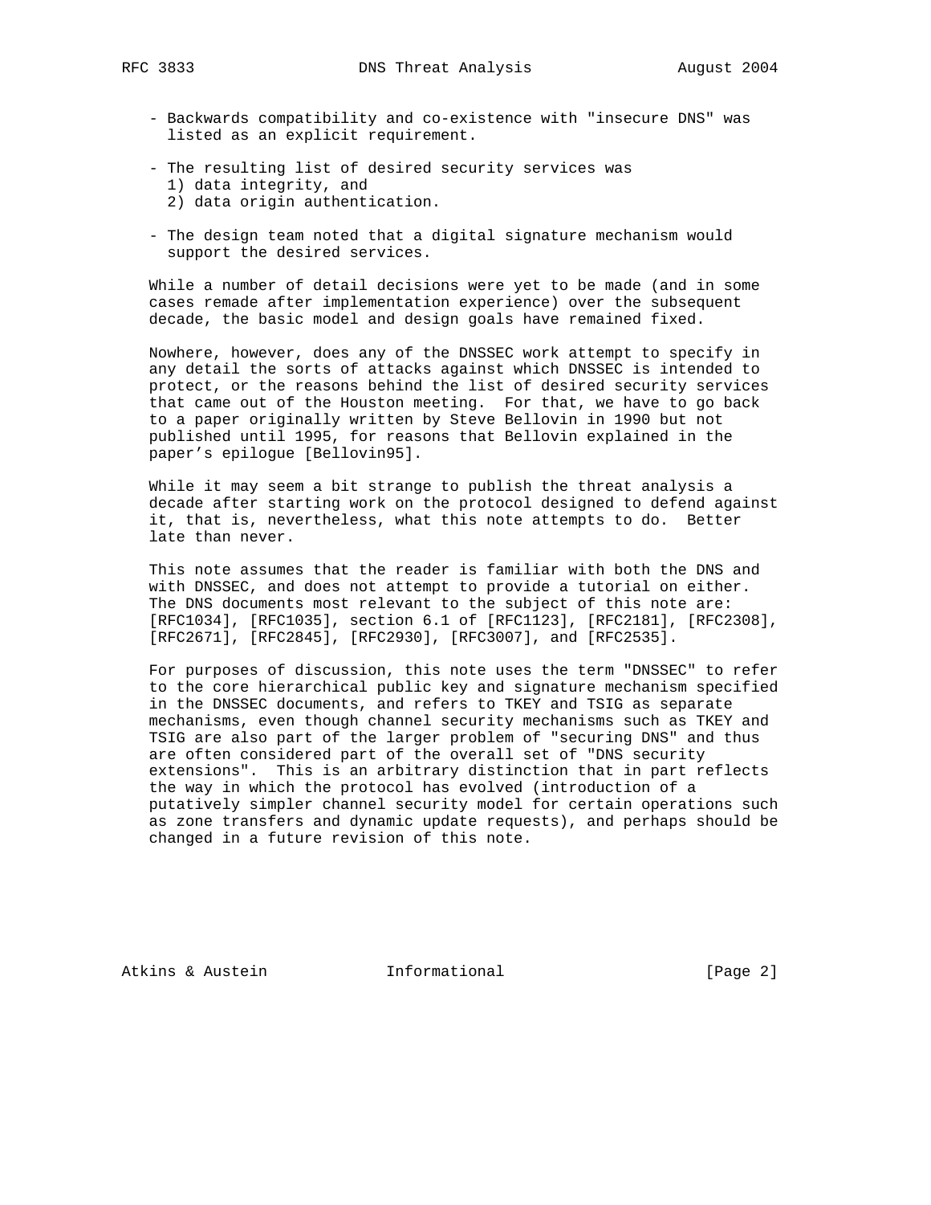- Backwards compatibility and co-existence with "insecure DNS" was listed as an explicit requirement.

- The resulting list of desired security services was
  1) data integrity, and
  2) data origin authentication.

- The design team noted that a digital signature mechanism would support the desired services.

While a number of detail decisions were yet to be made (and in some cases remade after implementation experience) over the subsequent decade, the basic model and design goals have remained fixed.

Nowhere, however, does any of the DNSSEC work attempt to specify in any detail the sorts of attacks against which DNSSEC is intended to protect, or the reasons behind the list of desired security services that came out of the Houston meeting. For that, we have to go back to a paper originally written by Steve Bellovin in 1990 but not published until 1995, for reasons that Bellovin explained in the paper's epilogue [Bellovin95].

While it may seem a bit strange to publish the threat analysis a decade after starting work on the protocol designed to defend against it, that is, nevertheless, what this note attempts to do. Better late than never.

This note assumes that the reader is familiar with both the DNS and with DNSSEC, and does not attempt to provide a tutorial on either. The DNS documents most relevant to the subject of this note are: [RFC1034], [RFC1035], section 6.1 of [RFC1123], [RFC2181], [RFC2308], [RFC2671], [RFC2845], [RFC2930], [RFC3007], and [RFC2535].

For purposes of discussion, this note uses the term "DNSSEC" to refer to the core hierarchical public key and signature mechanism specified in the DNSSEC documents, and refers to TKEY and TSIG as separate mechanisms, even though channel security mechanisms such as TKEY and TSIG are also part of the larger problem of "securing DNS" and thus are often considered part of the overall set of "DNS security extensions". This is an arbitrary distinction that in part reflects the way in which the protocol has evolved (introduction of a putatively simpler channel security model for certain operations such as zone transfers and dynamic update requests), and perhaps should be changed in a future revision of this note.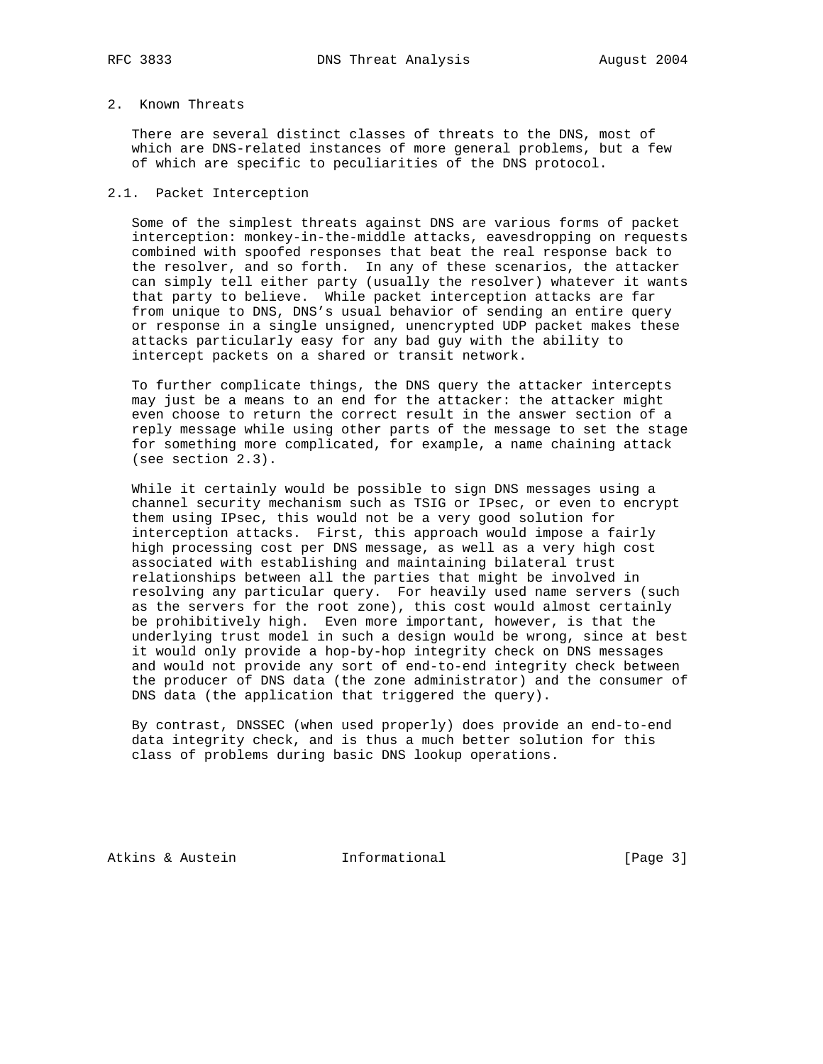## 2. Known Threats

There are several distinct classes of threats to the DNS, most of which are DNS-related instances of more general problems, but a few of which are specific to peculiarities of the DNS protocol.

### 2.1. Packet Interception

Some of the simplest threats against DNS are various forms of packet interception: monkey-in-the-middle attacks, eavesdropping on requests combined with spoofed responses that beat the real response back to the resolver, and so forth. In any of these scenarios, the attacker can simply tell either party (usually the resolver) whatever it wants that party to believe. While packet interception attacks are far from unique to DNS, DNS's usual behavior of sending an entire query or response in a single unsigned, unencrypted UDP packet makes these attacks particularly easy for any bad guy with the ability to intercept packets on a shared or transit network.

To further complicate things, the DNS query the attacker intercepts may just be a means to an end for the attacker: the attacker might even choose to return the correct result in the answer section of a reply message while using other parts of the message to set the stage for something more complicated, for example, a name chaining attack (see section 2.3).

While it certainly would be possible to sign DNS messages using a channel security mechanism such as TSIG or IPsec, or even to encrypt them using IPsec, this would not be a very good solution for interception attacks. First, this approach would impose a fairly high processing cost per DNS message, as well as a very high cost associated with establishing and maintaining bilateral trust relationships between all the parties that might be involved in resolving any particular query. For heavily used name servers (such as the servers for the root zone), this cost would almost certainly be prohibitively high. Even more important, however, is that the underlying trust model in such a design would be wrong, since at best it would only provide a hop-by-hop integrity check on DNS messages and would not provide any sort of end-to-end integrity check between the producer of DNS data (the zone administrator) and the consumer of DNS data (the application that triggered the query).

By contrast, DNSSEC (when used properly) does provide an end-to-end data integrity check, and is thus a much better solution for this class of problems during basic DNS lookup operations.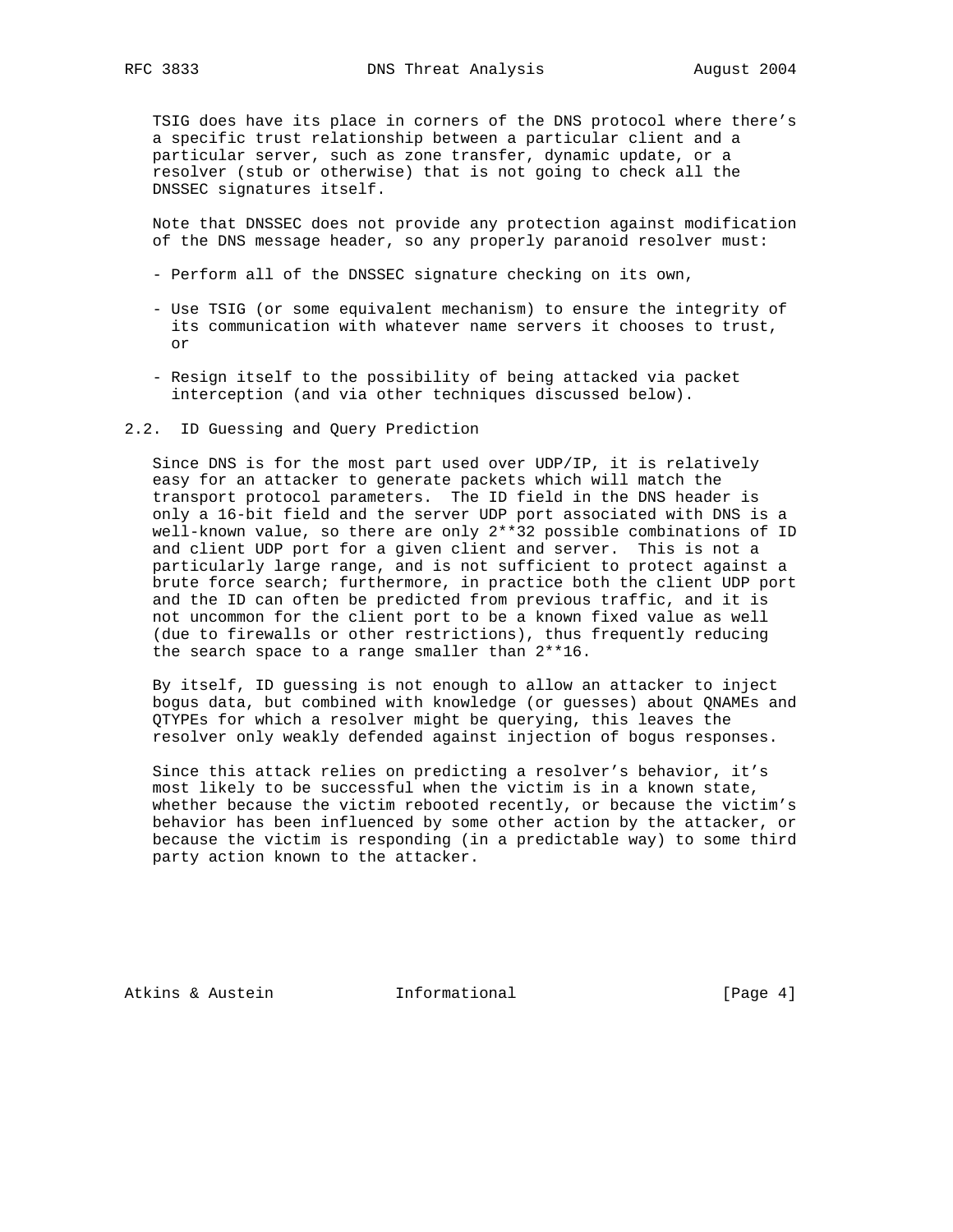TSIG does have its place in corners of the DNS protocol where there's a specific trust relationship between a particular client and a particular server, such as zone transfer, dynamic update, or a resolver (stub or otherwise) that is not going to check all the DNSSEC signatures itself.

Note that DNSSEC does not provide any protection against modification of the DNS message header, so any properly paranoid resolver must:

- Perform all of the DNSSEC signature checking on its own,
- Use TSIG (or some equivalent mechanism) to ensure the integrity of its communication with whatever name servers it chooses to trust, or
- Resign itself to the possibility of being attacked via packet interception (and via other techniques discussed below).

## 2.2. ID Guessing and Query Prediction

Since DNS is for the most part used over UDP/IP, it is relatively easy for an attacker to generate packets which will match the transport protocol parameters. The ID field in the DNS header is only a 16-bit field and the server UDP port associated with DNS is a well-known value, so there are only 2**32 possible combinations of ID and client UDP port for a given client and server. This is not a particularly large range, and is not sufficient to protect against a brute force search; furthermore, in practice both the client UDP port and the ID can often be predicted from previous traffic, and it is not uncommon for the client port to be a known fixed value as well (due to firewalls or other restrictions), thus frequently reducing the search space to a range smaller than 2**16.

By itself, ID guessing is not enough to allow an attacker to inject bogus data, but combined with knowledge (or guesses) about QNAMEs and QTYPEs for which a resolver might be querying, this leaves the resolver only weakly defended against injection of bogus responses.

Since this attack relies on predicting a resolver's behavior, it's most likely to be successful when the victim is in a known state, whether because the victim rebooted recently, or because the victim's behavior has been influenced by some other action by the attacker, or because the victim is responding (in a predictable way) to some third party action known to the attacker.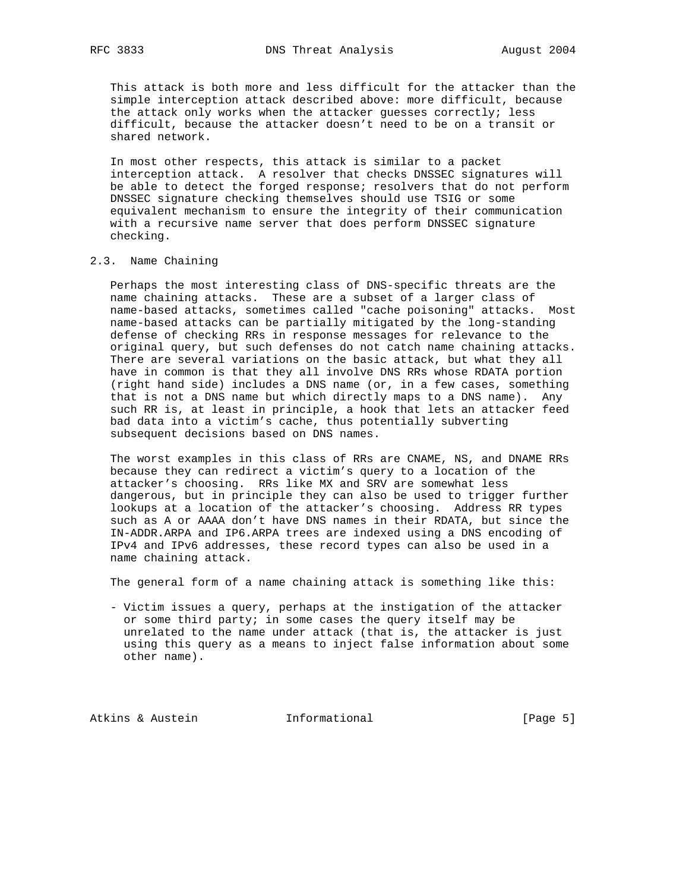This attack is both more and less difficult for the attacker than the simple interception attack described above: more difficult, because the attack only works when the attacker guesses correctly; less difficult, because the attacker doesn't need to be on a transit or shared network.

In most other respects, this attack is similar to a packet interception attack. A resolver that checks DNSSEC signatures will be able to detect the forged response; resolvers that do not perform DNSSEC signature checking themselves should use TSIG or some equivalent mechanism to ensure the integrity of their communication with a recursive name server that does perform DNSSEC signature checking.

## 2.3. Name Chaining

Perhaps the most interesting class of DNS-specific threats are the name chaining attacks. These are a subset of a larger class of name-based attacks, sometimes called "cache poisoning" attacks. Most name-based attacks can be partially mitigated by the long-standing defense of checking RRs in response messages for relevance to the original query, but such defenses do not catch name chaining attacks. There are several variations on the basic attack, but what they all have in common is that they all involve DNS RRs whose RDATA portion (right hand side) includes a DNS name (or, in a few cases, something that is not a DNS name but which directly maps to a DNS name). Any such RR is, at least in principle, a hook that lets an attacker feed bad data into a victim's cache, thus potentially subverting subsequent decisions based on DNS names.

The worst examples in this class of RRs are CNAME, NS, and DNAME RRs because they can redirect a victim's query to a location of the attacker's choosing. RRs like MX and SRV are somewhat less dangerous, but in principle they can also be used to trigger further lookups at a location of the attacker's choosing. Address RR types such as A or AAAA don't have DNS names in their RDATA, but since the IN-ADDR.ARPA and IP6.ARPA trees are indexed using a DNS encoding of IPv4 and IPv6 addresses, these record types can also be used in a name chaining attack.

The general form of a name chaining attack is something like this:

- Victim issues a query, perhaps at the instigation of the attacker or some third party; in some cases the query itself may be unrelated to the name under attack (that is, the attacker is just using this query as a means to inject false information about some other name).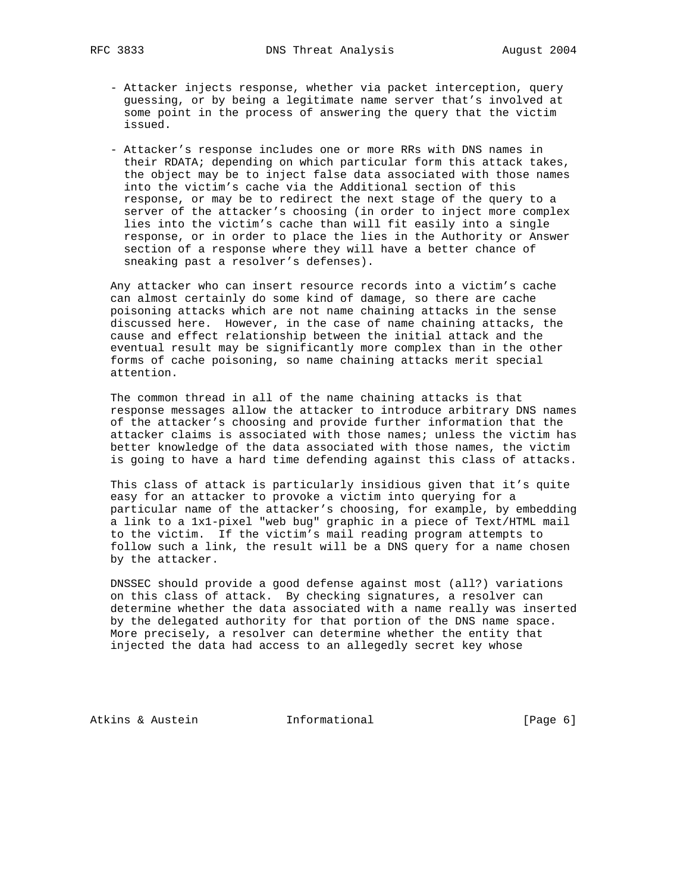- Attacker injects response, whether via packet interception, query guessing, or by being a legitimate name server that's involved at some point in the process of answering the query that the victim issued.

- Attacker's response includes one or more RRs with DNS names in their RDATA; depending on which particular form this attack takes, the object may be to inject false data associated with those names into the victim's cache via the Additional section of this response, or may be to redirect the next stage of the query to a server of the attacker's choosing (in order to inject more complex lies into the victim's cache than will fit easily into a single response, or in order to place the lies in the Authority or Answer section of a response where they will have a better chance of sneaking past a resolver's defenses).

Any attacker who can insert resource records into a victim's cache can almost certainly do some kind of damage, so there are cache poisoning attacks which are not name chaining attacks in the sense discussed here. However, in the case of name chaining attacks, the cause and effect relationship between the initial attack and the eventual result may be significantly more complex than in the other forms of cache poisoning, so name chaining attacks merit special attention.

The common thread in all of the name chaining attacks is that response messages allow the attacker to introduce arbitrary DNS names of the attacker's choosing and provide further information that the attacker claims is associated with those names; unless the victim has better knowledge of the data associated with those names, the victim is going to have a hard time defending against this class of attacks.

This class of attack is particularly insidious given that it's quite easy for an attacker to provoke a victim into querying for a particular name of the attacker's choosing, for example, by embedding a link to a 1x1-pixel "web bug" graphic in a piece of Text/HTML mail to the victim. If the victim's mail reading program attempts to follow such a link, the result will be a DNS query for a name chosen by the attacker.

DNSSEC should provide a good defense against most (all?) variations on this class of attack. By checking signatures, a resolver can determine whether the data associated with a name really was inserted by the delegated authority for that portion of the DNS name space. More precisely, a resolver can determine whether the entity that injected the data had access to an allegedly secret key whose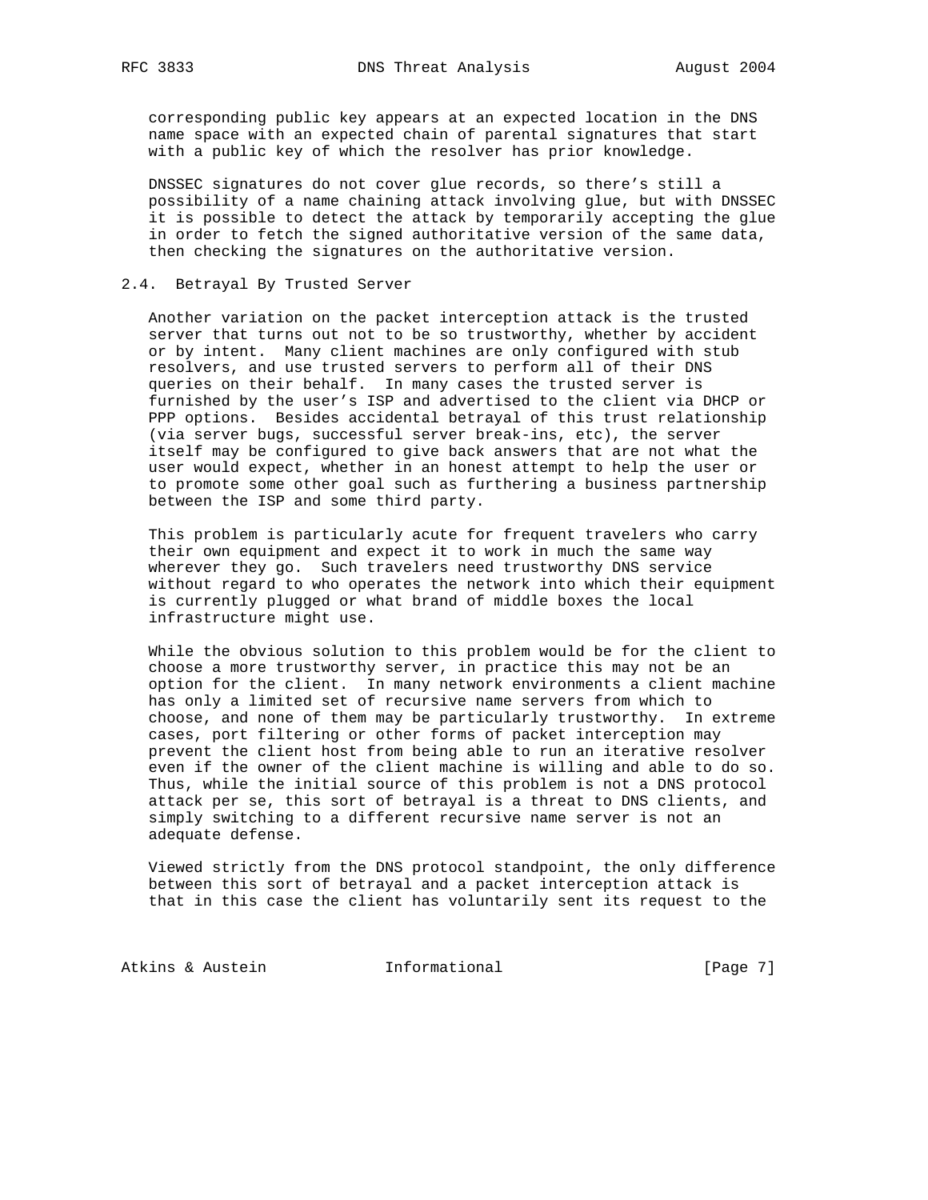corresponding public key appears at an expected location in the DNS name space with an expected chain of parental signatures that start with a public key of which the resolver has prior knowledge.

DNSSEC signatures do not cover glue records, so there's still a possibility of a name chaining attack involving glue, but with DNSSEC it is possible to detect the attack by temporarily accepting the glue in order to fetch the signed authoritative version of the same data, then checking the signatures on the authoritative version.

## 2.4. Betrayal By Trusted Server

Another variation on the packet interception attack is the trusted server that turns out not to be so trustworthy, whether by accident or by intent. Many client machines are only configured with stub resolvers, and use trusted servers to perform all of their DNS queries on their behalf. In many cases the trusted server is furnished by the user's ISP and advertised to the client via DHCP or PPP options. Besides accidental betrayal of this trust relationship (via server bugs, successful server break-ins, etc), the server itself may be configured to give back answers that are not what the user would expect, whether in an honest attempt to help the user or to promote some other goal such as furthering a business partnership between the ISP and some third party.

This problem is particularly acute for frequent travelers who carry their own equipment and expect it to work in much the same way wherever they go. Such travelers need trustworthy DNS service without regard to who operates the network into which their equipment is currently plugged or what brand of middle boxes the local infrastructure might use.

While the obvious solution to this problem would be for the client to choose a more trustworthy server, in practice this may not be an option for the client. In many network environments a client machine has only a limited set of recursive name servers from which to choose, and none of them may be particularly trustworthy. In extreme cases, port filtering or other forms of packet interception may prevent the client host from being able to run an iterative resolver even if the owner of the client machine is willing and able to do so. Thus, while the initial source of this problem is not a DNS protocol attack per se, this sort of betrayal is a threat to DNS clients, and simply switching to a different recursive name server is not an adequate defense.

Viewed strictly from the DNS protocol standpoint, the only difference between this sort of betrayal and a packet interception attack is that in this case the client has voluntarily sent its request to the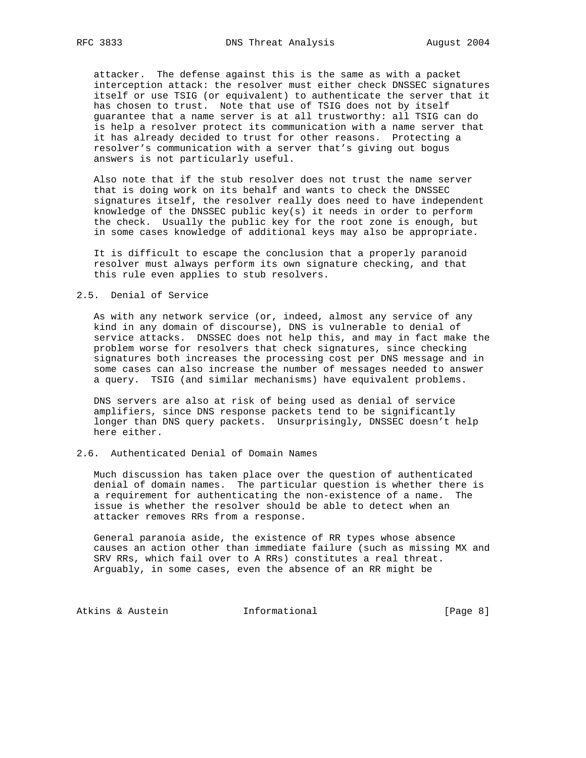attacker. The defense against this is the same as with a packet interception attack: the resolver must either check DNSSEC signatures itself or use TSIG (or equivalent) to authenticate the server that it has chosen to trust. Note that use of TSIG does not by itself guarantee that a name server is at all trustworthy: all TSIG can do is help a resolver protect its communication with a name server that it has already decided to trust for other reasons. Protecting a resolver's communication with a server that's giving out bogus answers is not particularly useful.

Also note that if the stub resolver does not trust the name server that is doing work on its behalf and wants to check the DNSSEC signatures itself, the resolver really does need to have independent knowledge of the DNSSEC public key(s) it needs in order to perform the check. Usually the public key for the root zone is enough, but in some cases knowledge of additional keys may also be appropriate.

It is difficult to escape the conclusion that a properly paranoid resolver must always perform its own signature checking, and that this rule even applies to stub resolvers.

## 2.5. Denial of Service

As with any network service (or, indeed, almost any service of any kind in any domain of discourse), DNS is vulnerable to denial of service attacks. DNSSEC does not help this, and may in fact make the problem worse for resolvers that check signatures, since checking signatures both increases the processing cost per DNS message and in some cases can also increase the number of messages needed to answer a query. TSIG (and similar mechanisms) have equivalent problems.

DNS servers are also at risk of being used as denial of service amplifiers, since DNS response packets tend to be significantly longer than DNS query packets. Unsurprisingly, DNSSEC doesn't help here either.

## 2.6. Authenticated Denial of Domain Names

Much discussion has taken place over the question of authenticated denial of domain names. The particular question is whether there is a requirement for authenticating the non-existence of a name. The issue is whether the resolver should be able to detect when an attacker removes RRs from a response.

General paranoia aside, the existence of RR types whose absence causes an action other than immediate failure (such as missing MX and SRV RRs, which fail over to A RRs) constitutes a real threat. Arguably, in some cases, even the absence of an RR might be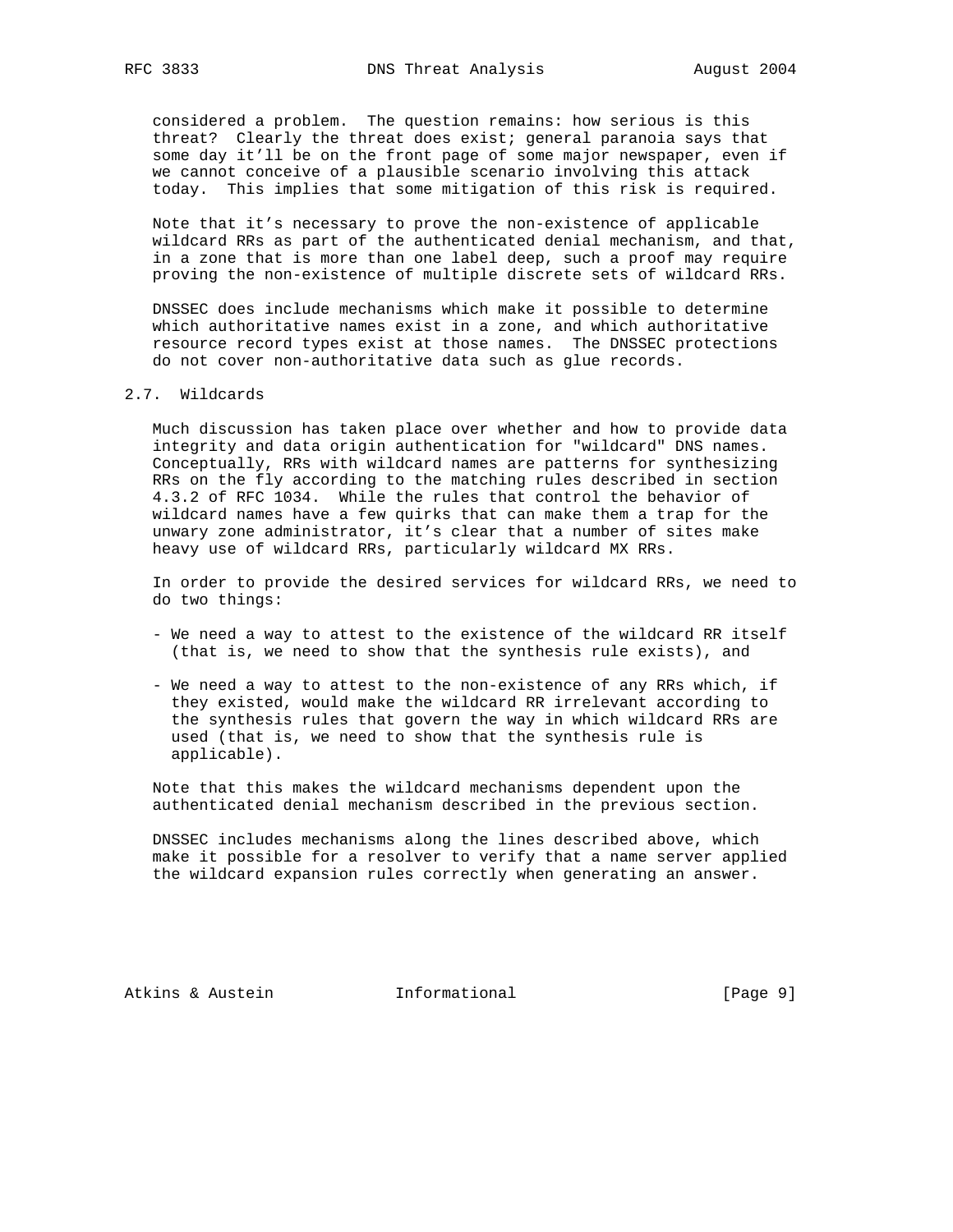considered a problem. The question remains: how serious is this threat? Clearly the threat does exist; general paranoia says that some day it'll be on the front page of some major newspaper, even if we cannot conceive of a plausible scenario involving this attack today. This implies that some mitigation of this risk is required.

Note that it's necessary to prove the non-existence of applicable wildcard RRs as part of the authenticated denial mechanism, and that, in a zone that is more than one label deep, such a proof may require proving the non-existence of multiple discrete sets of wildcard RRs.

DNSSEC does include mechanisms which make it possible to determine which authoritative names exist in a zone, and which authoritative resource record types exist at those names. The DNSSEC protections do not cover non-authoritative data such as glue records.

## 2.7. Wildcards

Much discussion has taken place over whether and how to provide data integrity and data origin authentication for "wildcard" DNS names. Conceptually, RRs with wildcard names are patterns for synthesizing RRs on the fly according to the matching rules described in section 4.3.2 of RFC 1034. While the rules that control the behavior of wildcard names have a few quirks that can make them a trap for the unwary zone administrator, it's clear that a number of sites make heavy use of wildcard RRs, particularly wildcard MX RRs.

In order to provide the desired services for wildcard RRs, we need to do two things:

- We need a way to attest to the existence of the wildcard RR itself (that is, we need to show that the synthesis rule exists), and

- We need a way to attest to the non-existence of any RRs which, if they existed, would make the wildcard RR irrelevant according to the synthesis rules that govern the way in which wildcard RRs are used (that is, we need to show that the synthesis rule is applicable).

Note that this makes the wildcard mechanisms dependent upon the authenticated denial mechanism described in the previous section.

DNSSEC includes mechanisms along the lines described above, which make it possible for a resolver to verify that a name server applied the wildcard expansion rules correctly when generating an answer.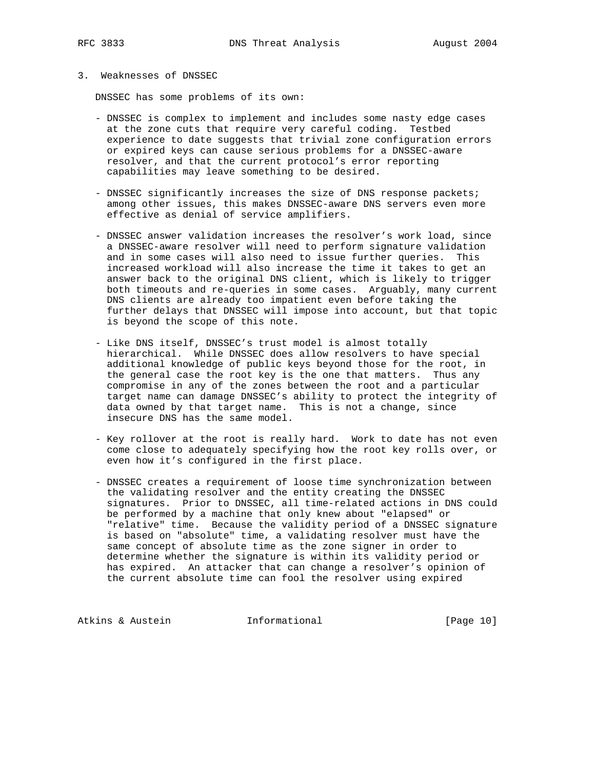## 3. Weaknesses of DNSSEC

DNSSEC has some problems of its own:

- DNSSEC is complex to implement and includes some nasty edge cases at the zone cuts that require very careful coding. Testbed experience to date suggests that trivial zone configuration errors or expired keys can cause serious problems for a DNSSEC-aware resolver, and that the current protocol's error reporting capabilities may leave something to be desired.

- DNSSEC significantly increases the size of DNS response packets; among other issues, this makes DNSSEC-aware DNS servers even more effective as denial of service amplifiers.

- DNSSEC answer validation increases the resolver's work load, since a DNSSEC-aware resolver will need to perform signature validation and in some cases will also need to issue further queries. This increased workload will also increase the time it takes to get an answer back to the original DNS client, which is likely to trigger both timeouts and re-queries in some cases. Arguably, many current DNS clients are already too impatient even before taking the further delays that DNSSEC will impose into account, but that topic is beyond the scope of this note.

- Like DNS itself, DNSSEC's trust model is almost totally hierarchical. While DNSSEC does allow resolvers to have special additional knowledge of public keys beyond those for the root, in the general case the root key is the one that matters. Thus any compromise in any of the zones between the root and a particular target name can damage DNSSEC's ability to protect the integrity of data owned by that target name. This is not a change, since insecure DNS has the same model.

- Key rollover at the root is really hard. Work to date has not even come close to adequately specifying how the root key rolls over, or even how it's configured in the first place.

- DNSSEC creates a requirement of loose time synchronization between the validating resolver and the entity creating the DNSSEC signatures. Prior to DNSSEC, all time-related actions in DNS could be performed by a machine that only knew about "elapsed" or "relative" time. Because the validity period of a DNSSEC signature is based on "absolute" time, a validating resolver must have the same concept of absolute time as the zone signer in order to determine whether the signature is within its validity period or has expired. An attacker that can change a resolver's opinion of the current absolute time can fool the resolver using expired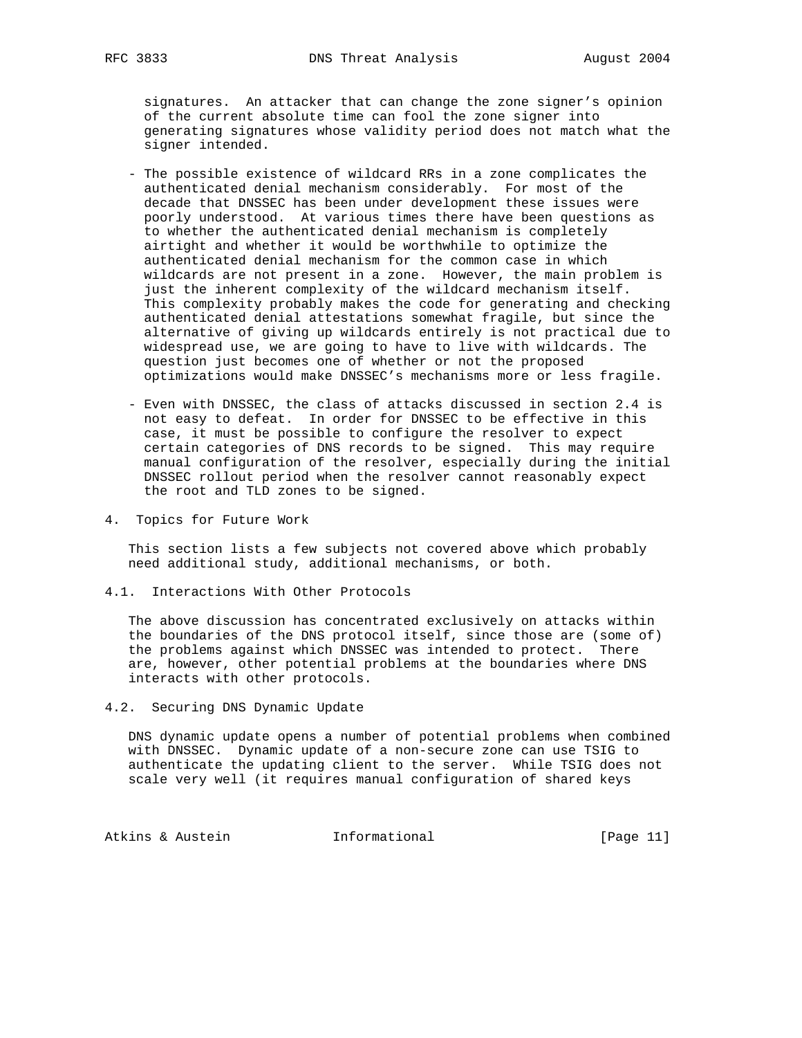signatures. An attacker that can change the zone signer's opinion of the current absolute time can fool the zone signer into generating signatures whose validity period does not match what the signer intended.

- The possible existence of wildcard RRs in a zone complicates the authenticated denial mechanism considerably. For most of the decade that DNSSEC has been under development these issues were poorly understood. At various times there have been questions as to whether the authenticated denial mechanism is completely airtight and whether it would be worthwhile to optimize the authenticated denial mechanism for the common case in which wildcards are not present in a zone. However, the main problem is just the inherent complexity of the wildcard mechanism itself. This complexity probably makes the code for generating and checking authenticated denial attestations somewhat fragile, but since the alternative of giving up wildcards entirely is not practical due to widespread use, we are going to have to live with wildcards. The question just becomes one of whether or not the proposed optimizations would make DNSSEC's mechanisms more or less fragile.

- Even with DNSSEC, the class of attacks discussed in section 2.4 is not easy to defeat. In order for DNSSEC to be effective in this case, it must be possible to configure the resolver to expect certain categories of DNS records to be signed. This may require manual configuration of the resolver, especially during the initial DNSSEC rollout period when the resolver cannot reasonably expect the root and TLD zones to be signed.

## 4. Topics for Future Work

This section lists a few subjects not covered above which probably need additional study, additional mechanisms, or both.

### 4.1. Interactions With Other Protocols

The above discussion has concentrated exclusively on attacks within the boundaries of the DNS protocol itself, since those are (some of) the problems against which DNSSEC was intended to protect. There are, however, other potential problems at the boundaries where DNS interacts with other protocols.

### 4.2. Securing DNS Dynamic Update

DNS dynamic update opens a number of potential problems when combined with DNSSEC. Dynamic update of a non-secure zone can use TSIG to authenticate the updating client to the server. While TSIG does not scale very well (it requires manual configuration of shared keys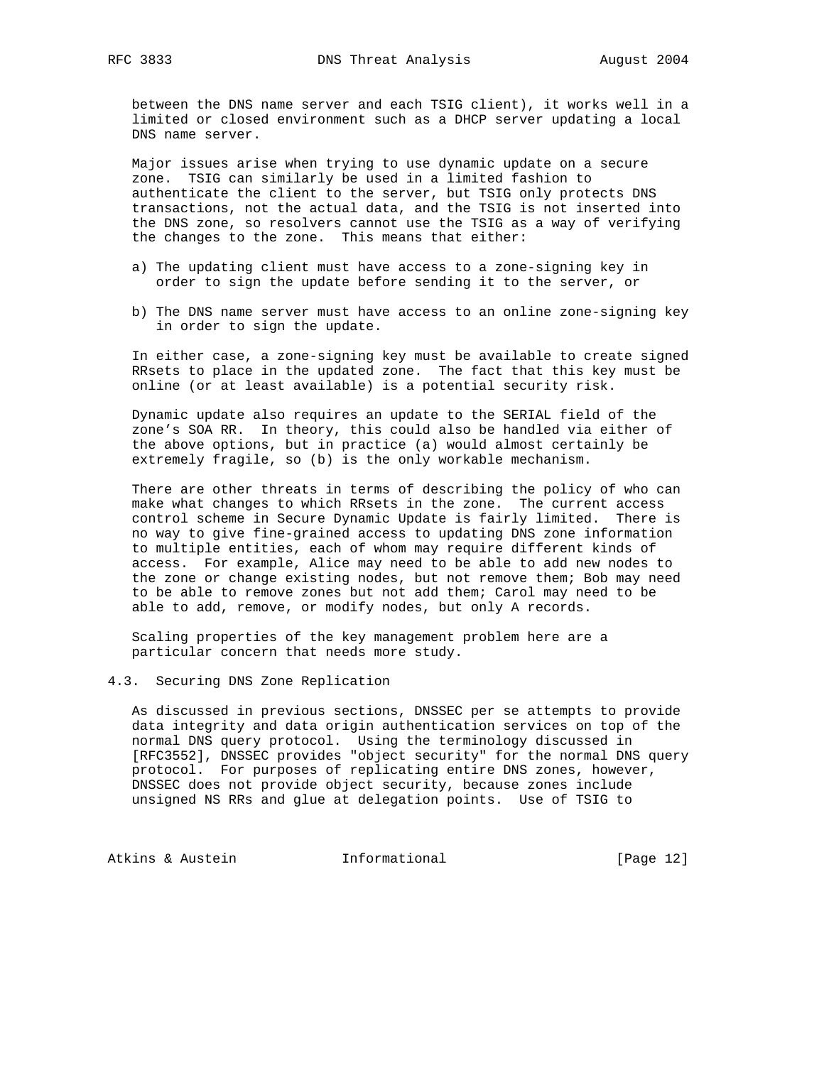between the DNS name server and each TSIG client), it works well in a limited or closed environment such as a DHCP server updating a local DNS name server.

Major issues arise when trying to use dynamic update on a secure zone. TSIG can similarly be used in a limited fashion to authenticate the client to the server, but TSIG only protects DNS transactions, not the actual data, and the TSIG is not inserted into the DNS zone, so resolvers cannot use the TSIG as a way of verifying the changes to the zone. This means that either:

a) The updating client must have access to a zone-signing key in order to sign the update before sending it to the server, or

b) The DNS name server must have access to an online zone-signing key in order to sign the update.

In either case, a zone-signing key must be available to create signed RRsets to place in the updated zone. The fact that this key must be online (or at least available) is a potential security risk.

Dynamic update also requires an update to the SERIAL field of the zone's SOA RR. In theory, this could also be handled via either of the above options, but in practice (a) would almost certainly be extremely fragile, so (b) is the only workable mechanism.

There are other threats in terms of describing the policy of who can make what changes to which RRsets in the zone. The current access control scheme in Secure Dynamic Update is fairly limited. There is no way to give fine-grained access to updating DNS zone information to multiple entities, each of whom may require different kinds of access. For example, Alice may need to be able to add new nodes to the zone or change existing nodes, but not remove them; Bob may need to be able to remove zones but not add them; Carol may need to be able to add, remove, or modify nodes, but only A records.

Scaling properties of the key management problem here are a particular concern that needs more study.

## 4.3. Securing DNS Zone Replication

As discussed in previous sections, DNSSEC per se attempts to provide data integrity and data origin authentication services on top of the normal DNS query protocol. Using the terminology discussed in [RFC3552], DNSSEC provides "object security" for the normal DNS query protocol. For purposes of replicating entire DNS zones, however, DNSSEC does not provide object security, because zones include unsigned NS RRs and glue at delegation points. Use of TSIG to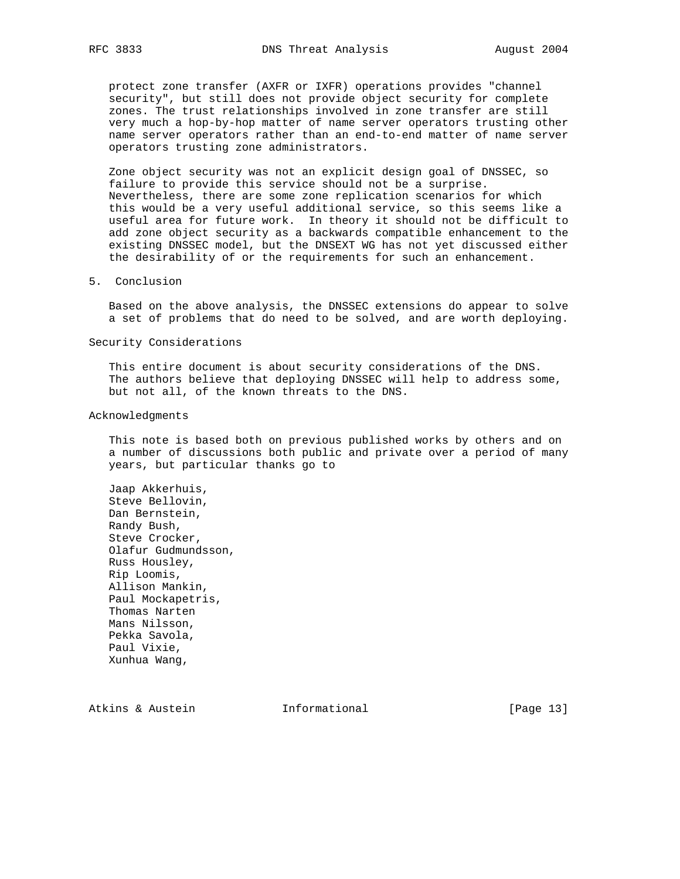protect zone transfer (AXFR or IXFR) operations provides "channel security", but still does not provide object security for complete zones. The trust relationships involved in zone transfer are still very much a hop-by-hop matter of name server operators trusting other name server operators rather than an end-to-end matter of name server operators trusting zone administrators.

Zone object security was not an explicit design goal of DNSSEC, so failure to provide this service should not be a surprise. Nevertheless, there are some zone replication scenarios for which this would be a very useful additional service, so this seems like a useful area for future work. In theory it should not be difficult to add zone object security as a backwards compatible enhancement to the existing DNSSEC model, but the DNSEXT WG has not yet discussed either the desirability of or the requirements for such an enhancement.

## 5. Conclusion

Based on the above analysis, the DNSSEC extensions do appear to solve a set of problems that do need to be solved, and are worth deploying.

## Security Considerations

This entire document is about security considerations of the DNS. The authors believe that deploying DNSSEC will help to address some, but not all, of the known threats to the DNS.

## Acknowledgments

This note is based both on previous published works by others and on a number of discussions both public and private over a period of many years, but particular thanks go to

Jaap Akkerhuis,
Steve Bellovin,
Dan Bernstein,
Randy Bush,
Steve Crocker,
Olafur Gudmundsson,
Russ Housley,
Rip Loomis,
Allison Mankin,
Paul Mockapetris,
Thomas Narten
Mans Nilsson,
Pekka Savola,
Paul Vixie,
Xunhua Wang,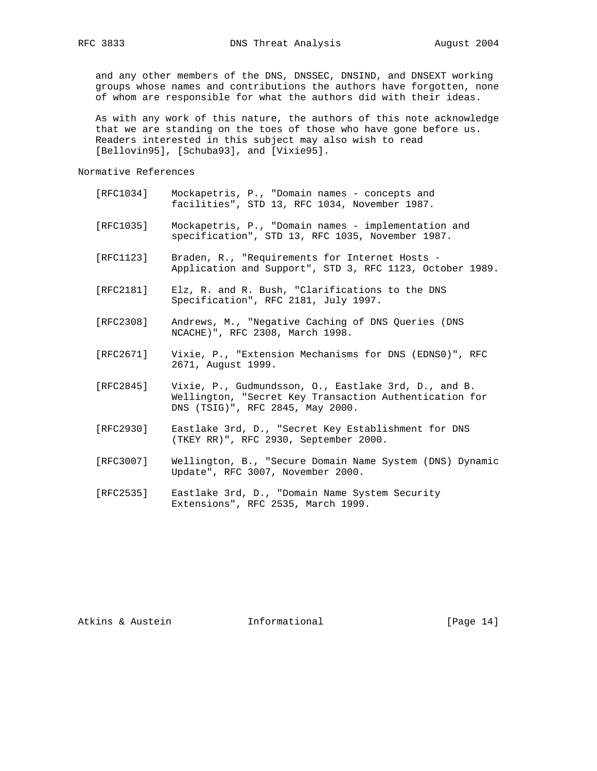and any other members of the DNS, DNSSEC, DNSIND, and DNSEXT working groups whose names and contributions the authors have forgotten, none of whom are responsible for what the authors did with their ideas.

As with any work of this nature, the authors of this note acknowledge that we are standing on the toes of those who have gone before us. Readers interested in this subject may also wish to read [Bellovin95], [Schuba93], and [Vixie95].

## Normative References

[RFC1034] Mockapetris, P., "Domain names - concepts and facilities", STD 13, RFC 1034, November 1987.

[RFC1035] Mockapetris, P., "Domain names - implementation and specification", STD 13, RFC 1035, November 1987.

[RFC1123] Braden, R., "Requirements for Internet Hosts - Application and Support", STD 3, RFC 1123, October 1989.

[RFC2181] Elz, R. and R. Bush, "Clarifications to the DNS Specification", RFC 2181, July 1997.

[RFC2308] Andrews, M., "Negative Caching of DNS Queries (DNS NCACHE)", RFC 2308, March 1998.

[RFC2671] Vixie, P., "Extension Mechanisms for DNS (EDNS0)", RFC 2671, August 1999.

[RFC2845] Vixie, P., Gudmundsson, O., Eastlake 3rd, D., and B. Wellington, "Secret Key Transaction Authentication for DNS (TSIG)", RFC 2845, May 2000.

[RFC2930] Eastlake 3rd, D., "Secret Key Establishment for DNS (TKEY RR)", RFC 2930, September 2000.

[RFC3007] Wellington, B., "Secure Domain Name System (DNS) Dynamic Update", RFC 3007, November 2000.

[RFC2535] Eastlake 3rd, D., "Domain Name System Security Extensions", RFC 2535, March 1999.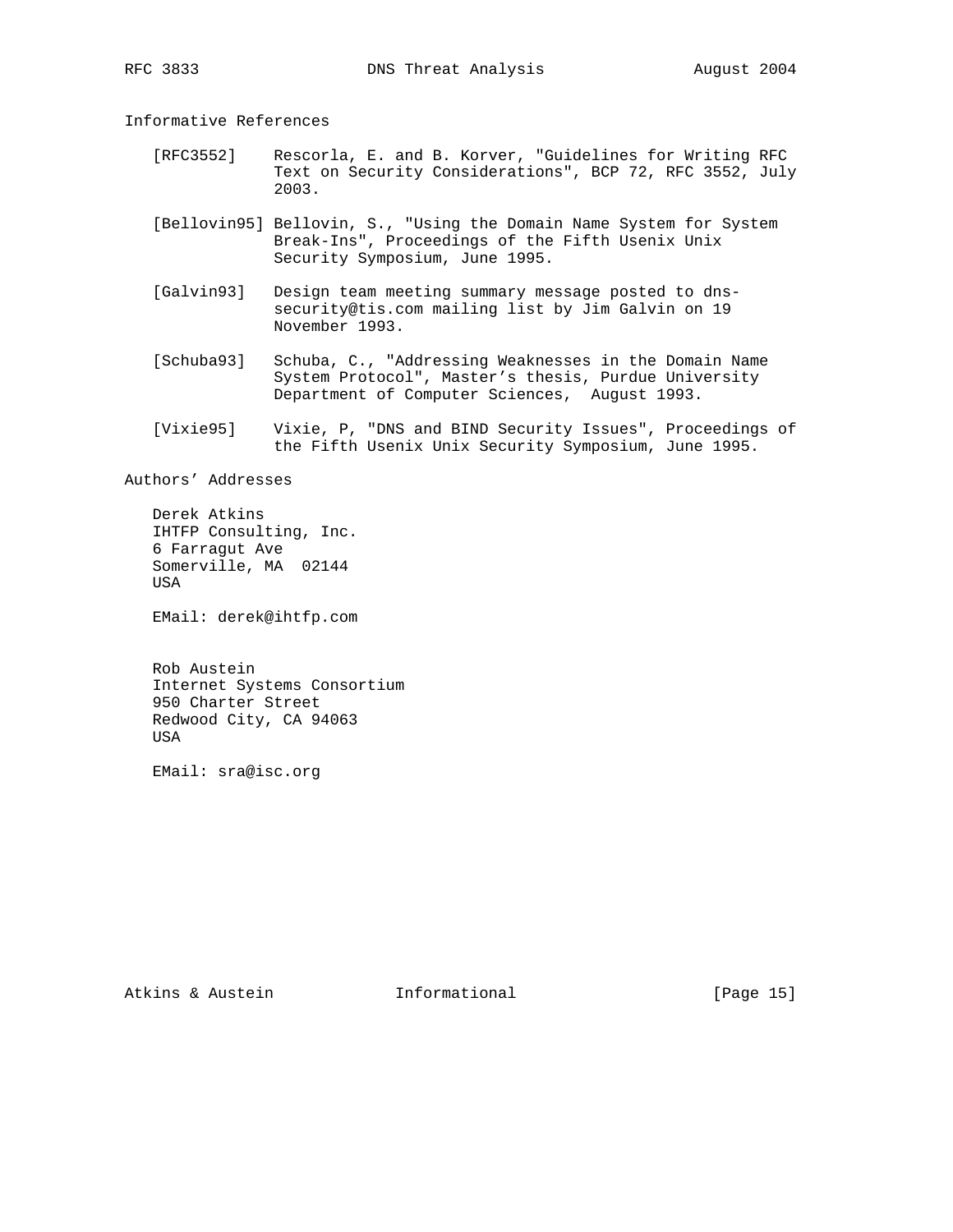## Informative References

[RFC3552] Rescorla, E. and B. Korver, "Guidelines for Writing RFC Text on Security Considerations", BCP 72, RFC 3552, July 2003.

[Bellovin95] Bellovin, S., "Using the Domain Name System for System Break-Ins", Proceedings of the Fifth Usenix Unix Security Symposium, June 1995.

[Galvin93] Design team meeting summary message posted to dns-security@tis.com mailing list by Jim Galvin on 19 November 1993.

[Schuba93] Schuba, C., "Addressing Weaknesses in the Domain Name System Protocol", Master’s thesis, Purdue University Department of Computer Sciences, August 1993.

[Vixie95] Vixie, P, "DNS and BIND Security Issues", Proceedings of the Fifth Usenix Unix Security Symposium, June 1995.

## Authors’ Addresses

Derek Atkins
IHTFP Consulting, Inc.
6 Farragut Ave
Somerville, MA 02144
USA

EMail: derek@ihtfp.com

Rob Austein
Internet Systems Consortium
950 Charter Street
Redwood City, CA 94063
USA

EMail: sra@isc.org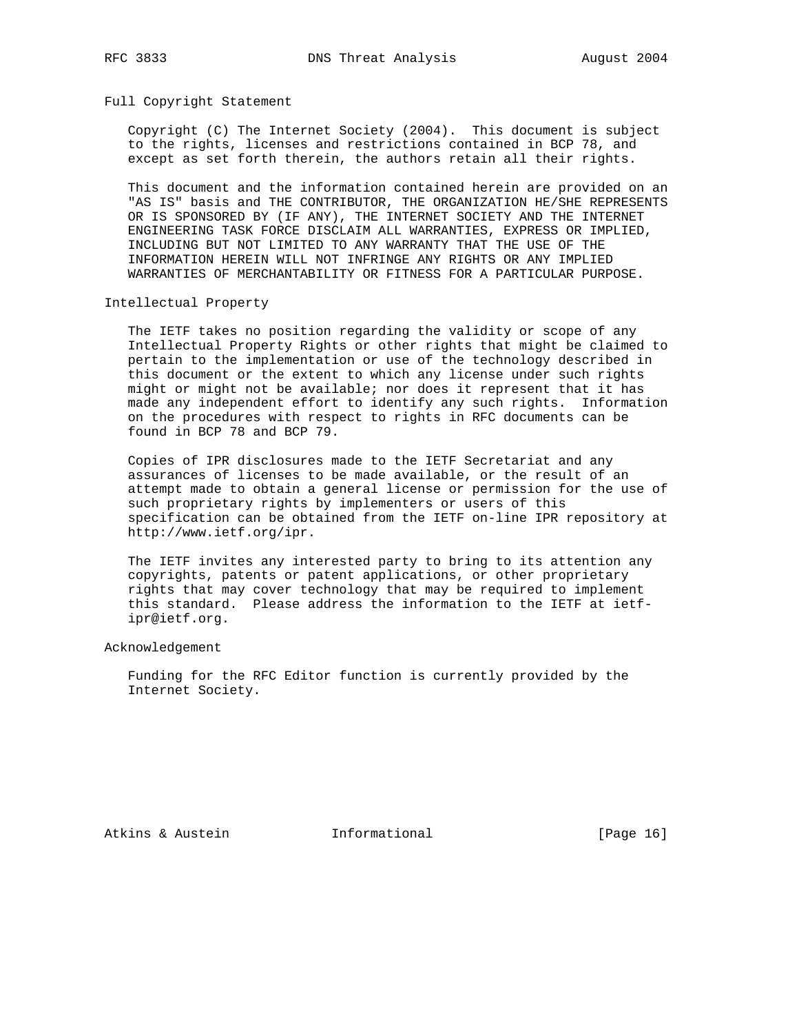## Full Copyright Statement

Copyright (C) The Internet Society (2004). This document is subject to the rights, licenses and restrictions contained in BCP 78, and except as set forth therein, the authors retain all their rights.

This document and the information contained herein are provided on an "AS IS" basis and THE CONTRIBUTOR, THE ORGANIZATION HE/SHE REPRESENTS OR IS SPONSORED BY (IF ANY), THE INTERNET SOCIETY AND THE INTERNET ENGINEERING TASK FORCE DISCLAIM ALL WARRANTIES, EXPRESS OR IMPLIED, INCLUDING BUT NOT LIMITED TO ANY WARRANTY THAT THE USE OF THE INFORMATION HEREIN WILL NOT INFRINGE ANY RIGHTS OR ANY IMPLIED WARRANTIES OF MERCHANTABILITY OR FITNESS FOR A PARTICULAR PURPOSE.

## Intellectual Property

The IETF takes no position regarding the validity or scope of any Intellectual Property Rights or other rights that might be claimed to pertain to the implementation or use of the technology described in this document or the extent to which any license under such rights might or might not be available; nor does it represent that it has made any independent effort to identify any such rights. Information on the procedures with respect to rights in RFC documents can be found in BCP 78 and BCP 79.

Copies of IPR disclosures made to the IETF Secretariat and any assurances of licenses to be made available, or the result of an attempt made to obtain a general license or permission for the use of such proprietary rights by implementers or users of this specification can be obtained from the IETF on-line IPR repository at http://www.ietf.org/ipr.

The IETF invites any interested party to bring to its attention any copyrights, patents or patent applications, or other proprietary rights that may cover technology that may be required to implement this standard. Please address the information to the IETF at ietf-ipr@ietf.org.

## Acknowledgement

Funding for the RFC Editor function is currently provided by the Internet Society.